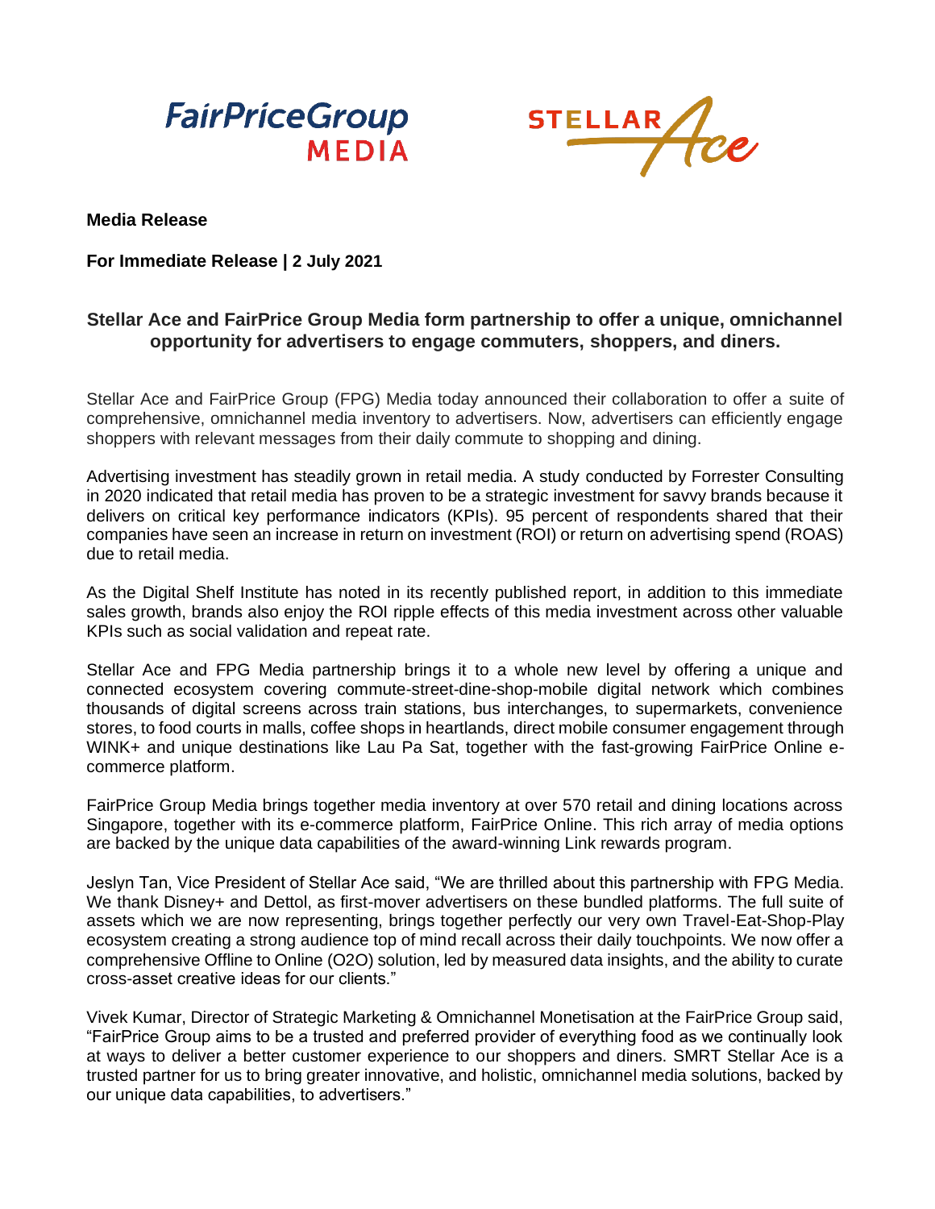**Media Release**

**For Immediate Release | 2 July 2021**

## Stellar Ace and FairPrice Group Media form partnership to offer a unique, omnichannel opportunity for advertisers to engage commuters, shoppers, and diners.

Stellar Ace and FairPrice Group (FPG) Media today announced their collaboration to offer a suite of comprehensive, omnichannel media inventory to advertisers. Now, advertisers can efficiently engage shoppers with relevant messages from their daily commute to shopping and dining.

Advertising investment has steadily grown in retail media. A study conducted by Forrester Consulting in 2020 indicated that retail media has proven to be a strategic investment for savvy brands because it delivers on critical key performance indicators (KPIs). 95 percent of respondents shared that their companies have seen an increase in return on investment (ROI) or return on advertising spend (ROAS) due to retail media.

As the Digital Shelf Institute has noted in its recently published report, in addition to this immediate sales growth, brands also enjoy the ROI ripple effects of this media investment across other valuable KPIs such as social validation and repeat rate.

Stellar Ace and FPG Media partnership brings it to a whole new level by offering a unique and connected ecosystem covering commute-street-dine-shop-mobile digital network which combines thousands of digital screens across train stations, bus interchanges, to supermarkets, convenience stores, to food courts in malls, coffee shops in heartlands, direct mobile consumer engagement through WINK+ and unique destinations like Lau Pa Sat, together with the fast-growing FairPrice Online e-commerce platform.

FairPrice Group Media brings together media inventory at over 570 retail and dining locations across Singapore, together with its e-commerce platform, FairPrice Online. This rich array of media options are backed by the unique data capabilities of the award-winning Link rewards program.

Jeslyn Tan, Vice President of Stellar Ace said, "We are thrilled about this partnership with FPG Media. We thank Disney+ and Dettol, as first-mover advertisers on these bundled platforms. The full suite of assets which we are now representing, brings together perfectly our very own Travel-Eat-Shop-Play ecosystem creating a strong audience top of mind recall across their daily touchpoints. We now offer a comprehensive Offline to Online (O2O) solution, led by measured data insights, and the ability to curate cross-asset creative ideas for our clients."

Vivek Kumar, Director of Strategic Marketing & Omnichannel Monetisation at the FairPrice Group said, "FairPrice Group aims to be a trusted and preferred provider of everything food as we continually look at ways to deliver a better customer experience to our shoppers and diners. SMRT Stellar Ace is a trusted partner for us to bring greater innovative, and holistic, omnichannel media solutions, backed by our unique data capabilities, to advertisers."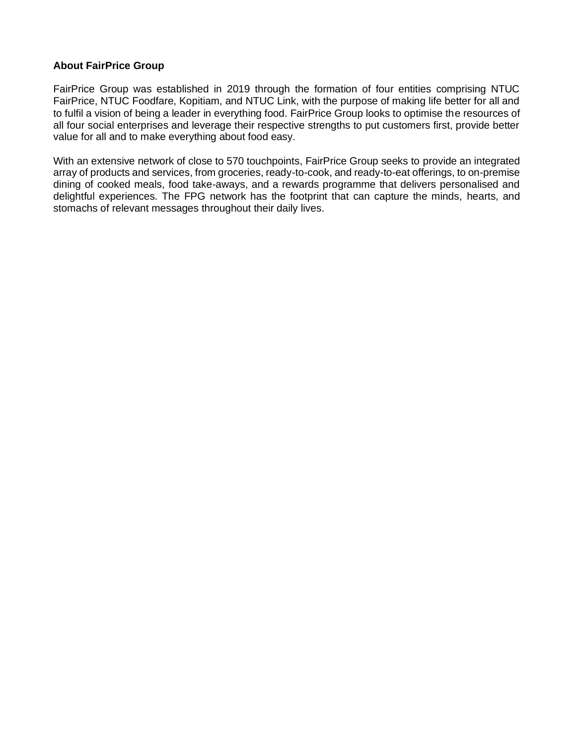**About FairPrice Group**

FairPrice Group was established in 2019 through the formation of four entities comprising NTUC FairPrice, NTUC Foodfare, Kopitiam, and NTUC Link, with the purpose of making life better for all and to fulfil a vision of being a leader in everything food. FairPrice Group looks to optimise the resources of all four social enterprises and leverage their respective strengths to put customers first, provide better value for all and to make everything about food easy.

With an extensive network of close to 570 touchpoints, FairPrice Group seeks to provide an integrated array of products and services, from groceries, ready-to-cook, and ready-to-eat offerings, to on-premise dining of cooked meals, food take-aways, and a rewards programme that delivers personalised and delightful experiences. The FPG network has the footprint that can capture the minds, hearts, and stomachs of relevant messages throughout their daily lives.